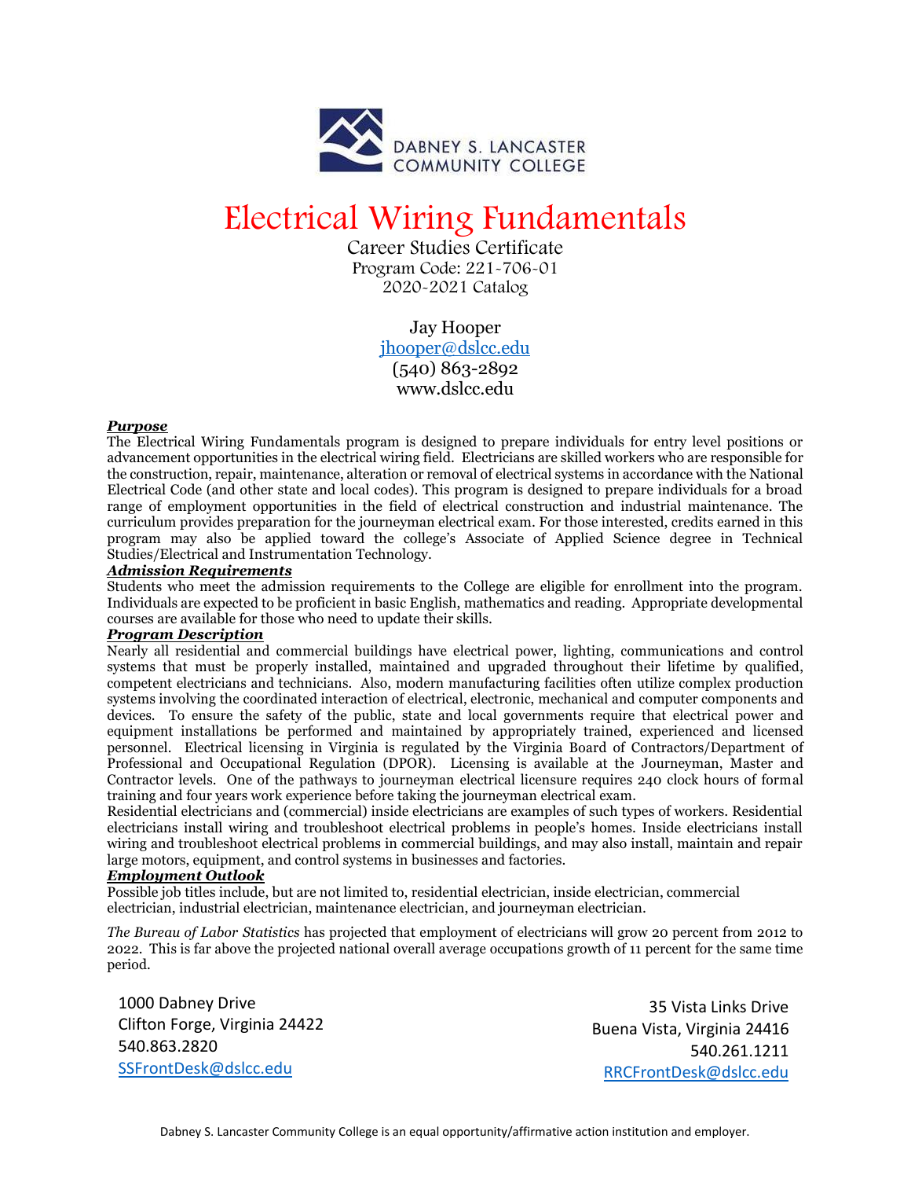DABNEY S. LANCASTER COMMUNITY COLLEGE

# Electrical Wiring Fundamentals

Career Studies Certificate
Program Code: 221-706-01
2020-2021 Catalog

Jay Hooper
jhooper@dslcc.edu
(540) 863-2892
www.dslcc.edu

***Purpose***

The Electrical Wiring Fundamentals program is designed to prepare individuals for entry level positions or advancement opportunities in the electrical wiring field. Electricians are skilled workers who are responsible for the construction, repair, maintenance, alteration or removal of electrical systems in accordance with the National Electrical Code (and other state and local codes). This program is designed to prepare individuals for a broad range of employment opportunities in the field of electrical construction and industrial maintenance. The curriculum provides preparation for the journeyman electrical exam. For those interested, credits earned in this program may also be applied toward the college's Associate of Applied Science degree in Technical Studies/Electrical and Instrumentation Technology.

***Admission Requirements***

Students who meet the admission requirements to the College are eligible for enrollment into the program. Individuals are expected to be proficient in basic English, mathematics and reading. Appropriate developmental courses are available for those who need to update their skills.

***Program Description***

Nearly all residential and commercial buildings have electrical power, lighting, communications and control systems that must be properly installed, maintained and upgraded throughout their lifetime by qualified, competent electricians and technicians. Also, modern manufacturing facilities often utilize complex production systems involving the coordinated interaction of electrical, electronic, mechanical and computer components and devices. To ensure the safety of the public, state and local governments require that electrical power and equipment installations be performed and maintained by appropriately trained, experienced and licensed personnel. Electrical licensing in Virginia is regulated by the Virginia Board of Contractors/Department of Professional and Occupational Regulation (DPOR). Licensing is available at the Journeyman, Master and Contractor levels. One of the pathways to journeyman electrical licensure requires 240 clock hours of formal training and four years work experience before taking the journeyman electrical exam.

Residential electricians and (commercial) inside electricians are examples of such types of workers. Residential electricians install wiring and troubleshoot electrical problems in people's homes. Inside electricians install wiring and troubleshoot electrical problems in commercial buildings, and may also install, maintain and repair large motors, equipment, and control systems in businesses and factories.

***Employment Outlook***

Possible job titles include, but are not limited to, residential electrician, inside electrician, commercial electrician, industrial electrician, maintenance electrician, and journeyman electrician.

*The Bureau of Labor Statistics* has projected that employment of electricians will grow 20 percent from 2012 to 2022. This is far above the projected national overall average occupations growth of 11 percent for the same time period.

1000 Dabney Drive
Clifton Forge, Virginia 24422
540.863.2820
SSFrontDesk@dslcc.edu

35 Vista Links Drive
Buena Vista, Virginia 24416
540.261.1211
RRCFrontDesk@dslcc.edu

Dabney S. Lancaster Community College is an equal opportunity/affirmative action institution and employer.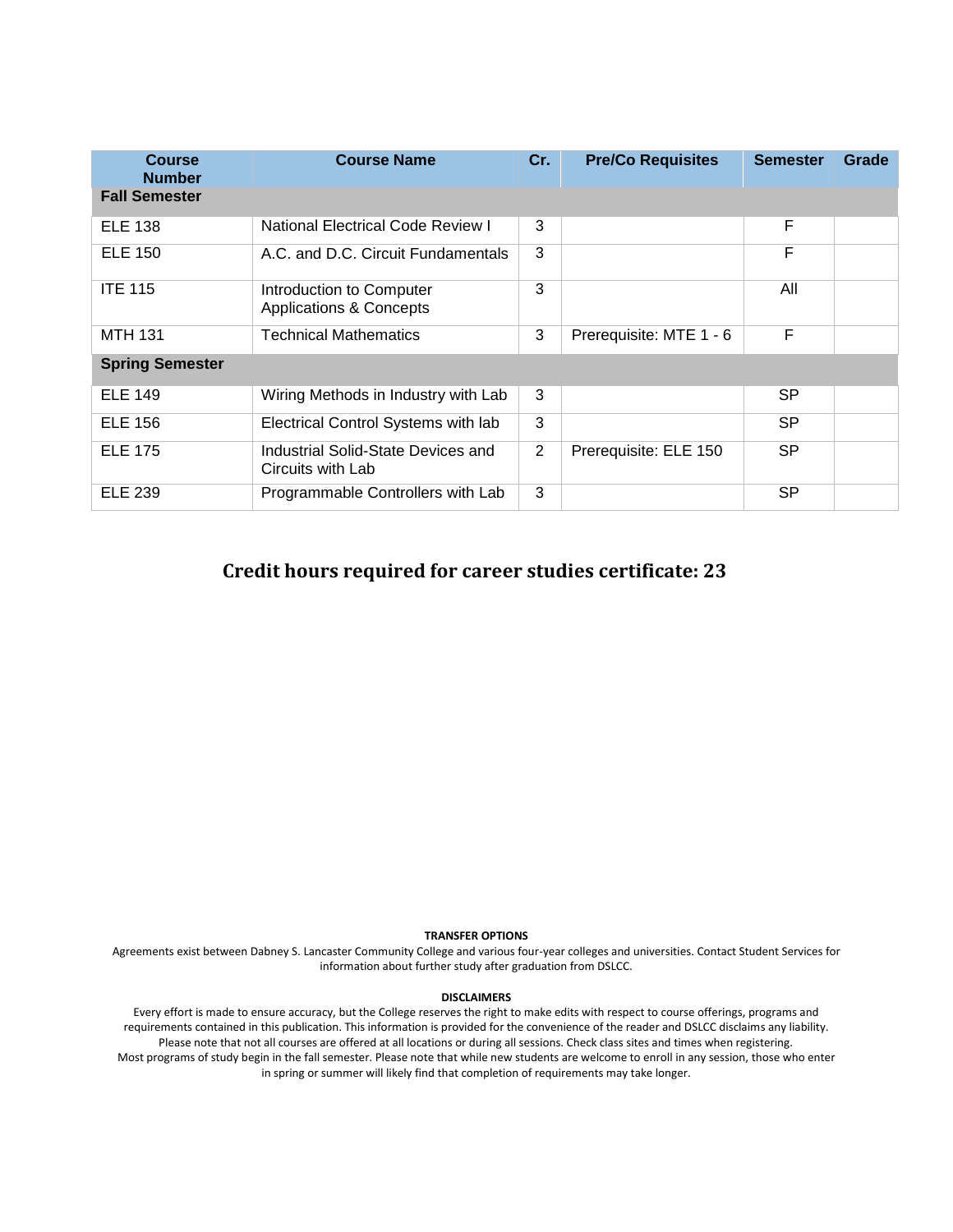| Course Number | Course Name | Cr. | Pre/Co Requisites | Semester | Grade |
|---|---|---|---|---|---|
| **Fall Semester** | | | | | |
| ELE 138 | National Electrical Code Review I | 3 | | F | |
| ELE 150 | A.C. and D.C. Circuit Fundamentals | 3 | | F | |
| ITE 115 | Introduction to Computer Applications & Concepts | 3 | | All | |
| MTH 131 | Technical Mathematics | 3 | Prerequisite: MTE 1 - 6 | F | |
| **Spring Semester** | | | | | |
| ELE 149 | Wiring Methods in Industry with Lab | 3 | | SP | |
| ELE 156 | Electrical Control Systems with lab | 3 | | SP | |
| ELE 175 | Industrial Solid-State Devices and Circuits with Lab | 2 | Prerequisite: ELE 150 | SP | |
| ELE 239 | Programmable Controllers with Lab | 3 | | SP | |

## Credit hours required for career studies certificate: 23

**TRANSFER OPTIONS**

Agreements exist between Dabney S. Lancaster Community College and various four-year colleges and universities. Contact Student Services for information about further study after graduation from DSLCC.

**DISCLAIMERS**

Every effort is made to ensure accuracy, but the College reserves the right to make edits with respect to course offerings, programs and requirements contained in this publication. This information is provided for the convenience of the reader and DSLCC disclaims any liability. Please note that not all courses are offered at all locations or during all sessions. Check class sites and times when registering. Most programs of study begin in the fall semester. Please note that while new students are welcome to enroll in any session, those who enter in spring or summer will likely find that completion of requirements may take longer.